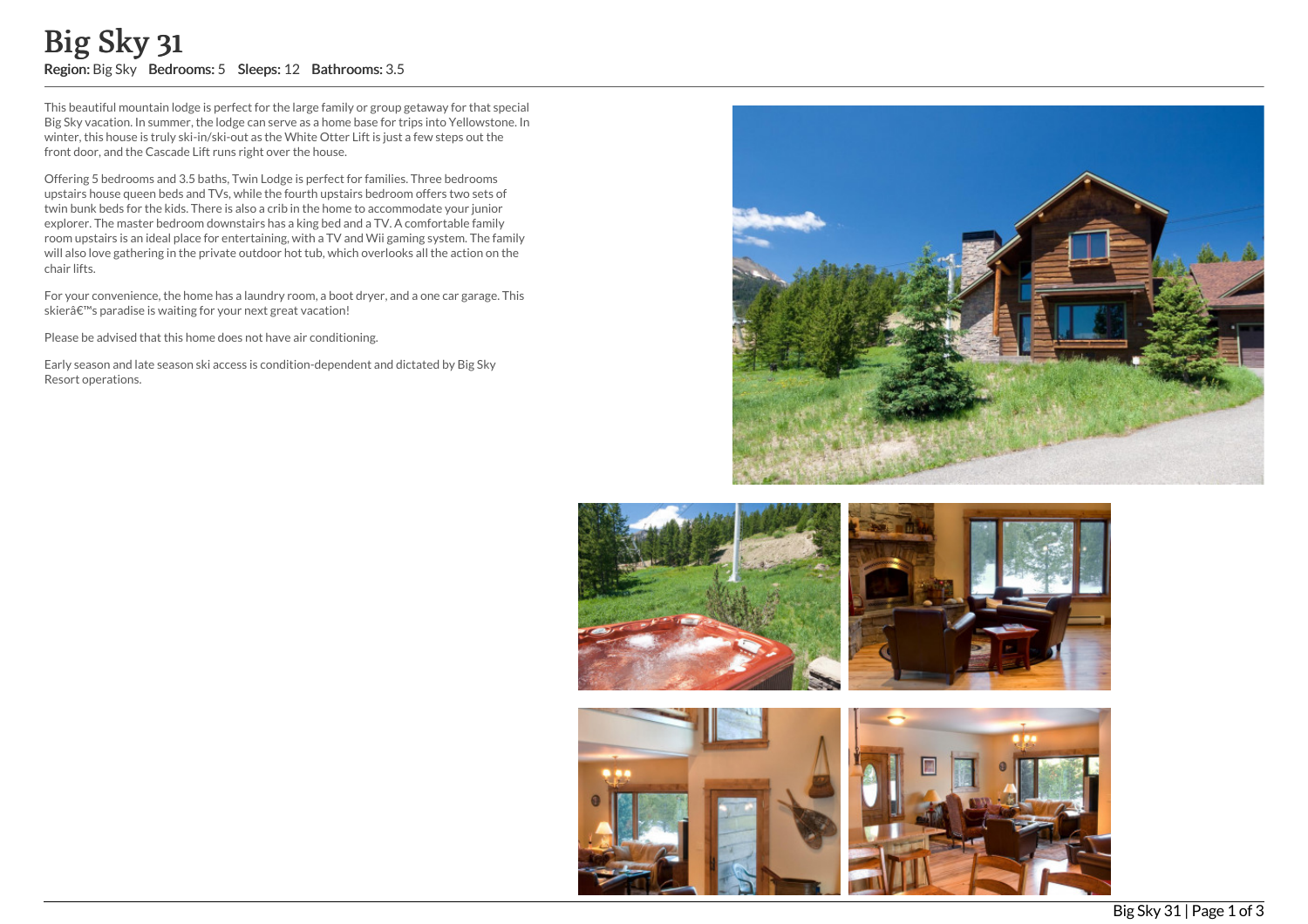# Big Sky 31

**Region:** Big Sky **Bedrooms:** 5 **Sleeps:** 12 **Bathrooms:** 3.5

This beautiful mountain lodge is perfect for the large family or group getaway for that special Big Sky vacation. In summer, the lodge can serve as a home base for trips into Yellowstone. In winter, this house is truly ski-in/ski-out as the White Otter Lift is just a few steps out the front door, and the Cascade Lift runs right over the house.

Offering 5 bedrooms and 3.5 baths, Twin Lodge is perfect for families. Three bedrooms upstairs house queen beds and TVs, while the fourth upstairs bedroom offers two sets of twin bunk beds for the kids. There is also a crib in the home to accommodate your junior explorer. The master bedroom downstairs has a king bed and a TV. A comfortable family room upstairs is an ideal place for entertaining, with a TV and Wii gaming system. The family will also love gathering in the private outdoor hot tub, which overlooks all the action on the chair lifts.

For your convenience, the home has a laundry room, a boot dryer, and a one car garage. This skierâ€™s paradise is waiting for your next great vacation!

Please be advised that this home does not have air conditioning.

Early season and late season ski access is condition-dependent and dictated by Big Sky Resort operations.